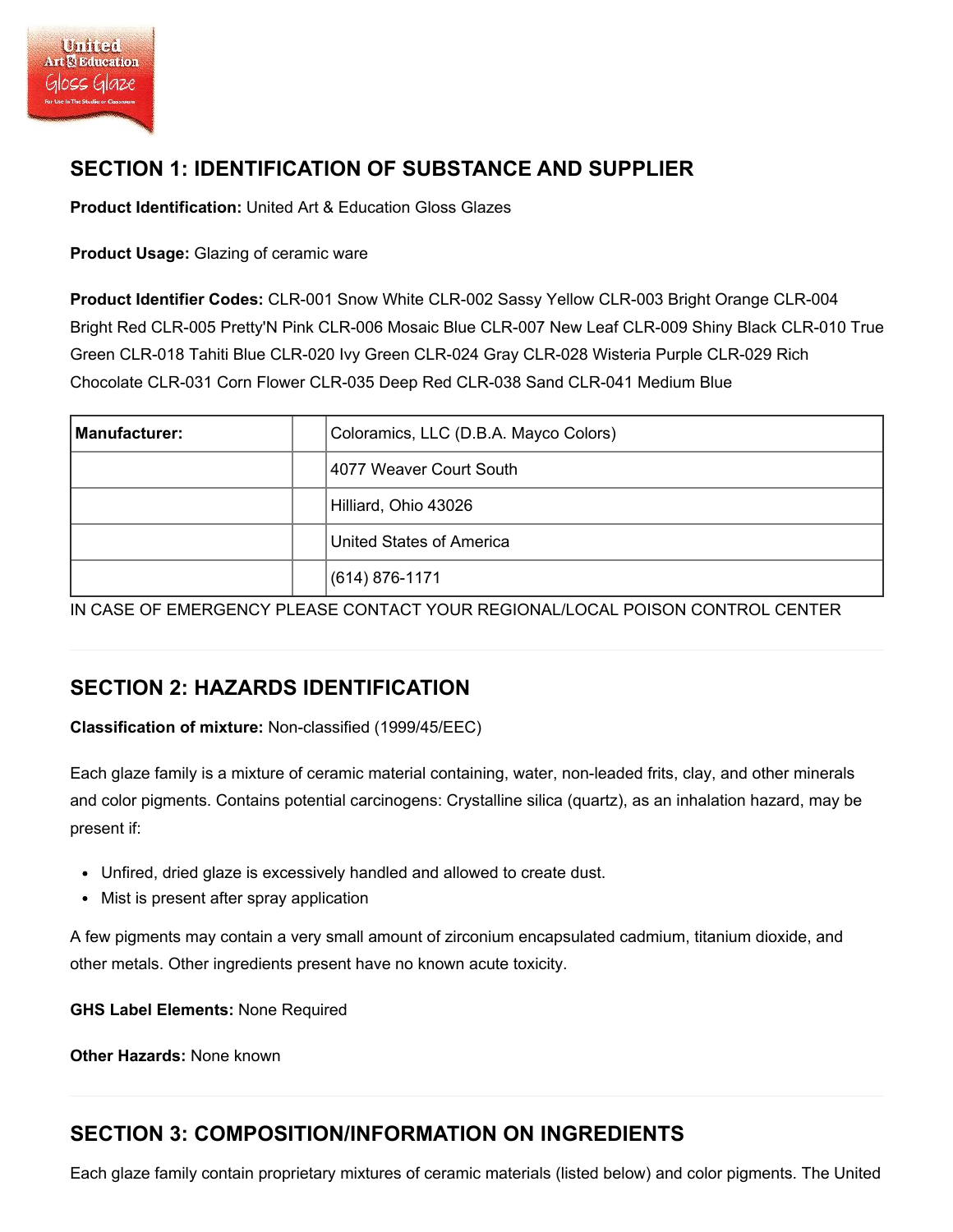## SECTION 1: IDENTIFICATION OF SUBSTANCE AND SUPPLIER

**Product Identification:** United Art & Education Gloss Glazes

**Product Usage:** Glazing of ceramic ware

**Product Identifier Codes:** CLR-001 Snow White CLR-002 Sassy Yellow CLR-003 Bright Orange CLR-004 Bright Red CLR-005 Pretty'N Pink CLR-006 Mosaic Blue CLR-007 New Leaf CLR-009 Shiny Black CLR-010 True Green CLR-018 Tahiti Blue CLR-020 Ivy Green CLR-024 Gray CLR-028 Wisteria Purple CLR-029 Rich Chocolate CLR-031 Corn Flower CLR-035 Deep Red CLR-038 Sand CLR-041 Medium Blue

| **Manufacturer:** | | Coloramics, LLC (D.B.A. Mayco Colors) |
|---|---|---|
| | | 4077 Weaver Court South |
| | | Hilliard, Ohio 43026 |
| | | United States of America |
| | | (614) 876-1171 |

IN CASE OF EMERGENCY PLEASE CONTACT YOUR REGIONAL/LOCAL POISON CONTROL CENTER

## SECTION 2: HAZARDS IDENTIFICATION

**Classification of mixture:** Non-classified (1999/45/EEC)

Each glaze family is a mixture of ceramic material containing, water, non-leaded frits, clay, and other minerals and color pigments. Contains potential carcinogens: Crystalline silica (quartz), as an inhalation hazard, may be present if:

- Unfired, dried glaze is excessively handled and allowed to create dust.
- Mist is present after spray application

A few pigments may contain a very small amount of zirconium encapsulated cadmium, titanium dioxide, and other metals. Other ingredients present have no known acute toxicity.

**GHS Label Elements:** None Required

**Other Hazards:** None known

## SECTION 3: COMPOSITION/INFORMATION ON INGREDIENTS

Each glaze family contain proprietary mixtures of ceramic materials (listed below) and color pigments. The United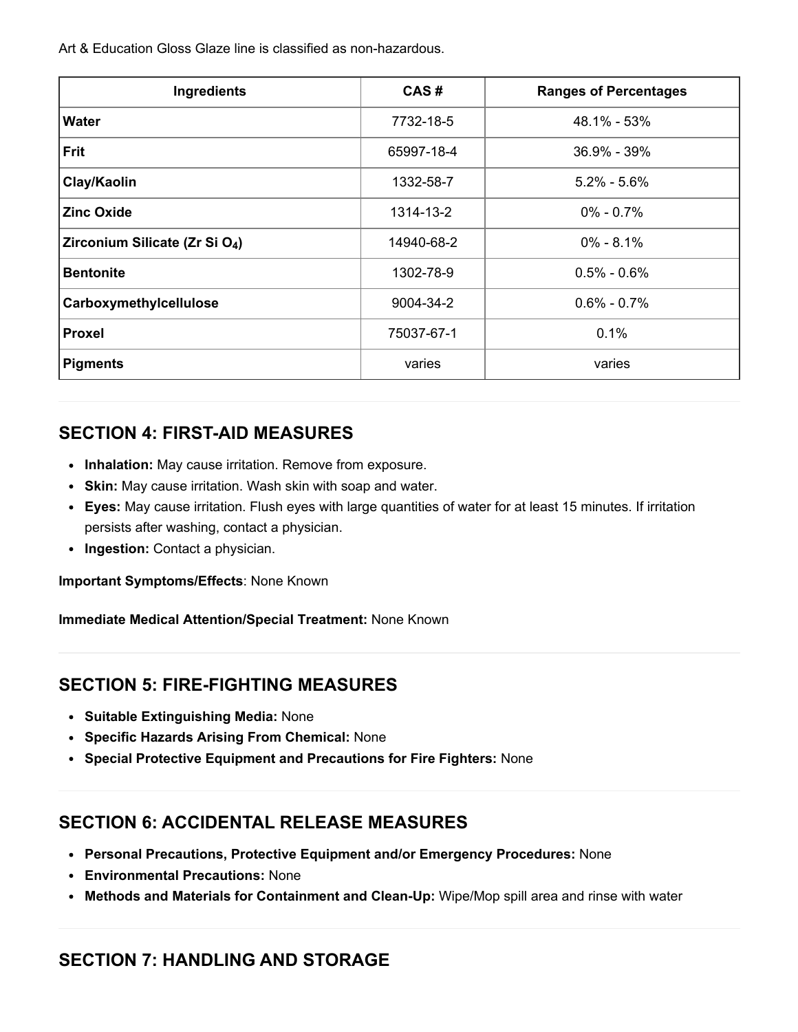Art & Education Gloss Glaze line is classified as non-hazardous.

| Ingredients | CAS # | Ranges of Percentages |
| --- | --- | --- |
| **Water** | 7732-18-5 | 48.1% - 53% |
| **Frit** | 65997-18-4 | 36.9% - 39% |
| **Clay/Kaolin** | 1332-58-7 | 5.2% - 5.6% |
| **Zinc Oxide** | 1314-13-2 | 0% - 0.7% |
| **Zirconium Silicate (Zr Si $O_4$)** | 14940-68-2 | 0% - 8.1% |
| **Bentonite** | 1302-78-9 | 0.5% - 0.6% |
| **Carboxymethylcellulose** | 9004-34-2 | 0.6% - 0.7% |
| **Proxel** | 75037-67-1 | 0.1% |
| **Pigments** | varies | varies |

## SECTION 4: FIRST-AID MEASURES

- **Inhalation:** May cause irritation. Remove from exposure.
- **Skin:** May cause irritation. Wash skin with soap and water.
- **Eyes:** May cause irritation. Flush eyes with large quantities of water for at least 15 minutes. If irritation persists after washing, contact a physician.
- **Ingestion:** Contact a physician.

**Important Symptoms/Effects**: None Known

**Immediate Medical Attention/Special Treatment:** None Known

## SECTION 5: FIRE-FIGHTING MEASURES

- **Suitable Extinguishing Media:** None
- **Specific Hazards Arising From Chemical:** None
- **Special Protective Equipment and Precautions for Fire Fighters:** None

## SECTION 6: ACCIDENTAL RELEASE MEASURES

- **Personal Precautions, Protective Equipment and/or Emergency Procedures:** None
- **Environmental Precautions:** None
- **Methods and Materials for Containment and Clean-Up:** Wipe/Mop spill area and rinse with water

## SECTION 7: HANDLING AND STORAGE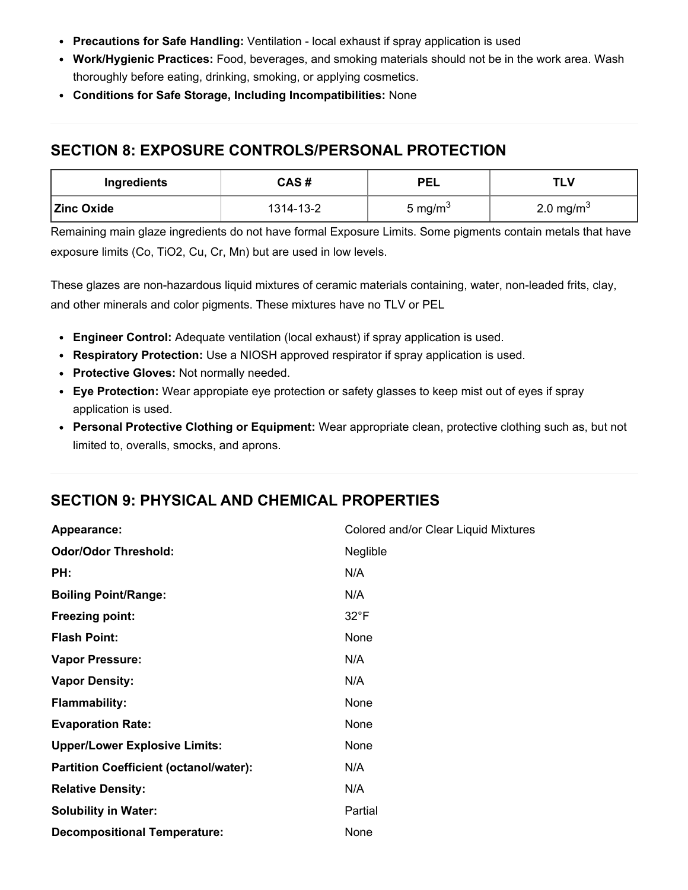- **Precautions for Safe Handling:** Ventilation - local exhaust if spray application is used
- **Work/Hygienic Practices:** Food, beverages, and smoking materials should not be in the work area. Wash thoroughly before eating, drinking, smoking, or applying cosmetics.
- **Conditions for Safe Storage, Including Incompatibilities:** None

## SECTION 8: EXPOSURE CONTROLS/PERSONAL PROTECTION

| Ingredients | CAS # | PEL | TLV |
|---|---|---|---|
| **Zinc Oxide** | 1314-13-2 | 5 $mg/m^3$ | 2.0 $mg/m^3$ |

Remaining main glaze ingredients do not have formal Exposure Limits. Some pigments contain metals that have exposure limits (Co, $TiO_2$, Cu, Cr, Mn) but are used in low levels.

These glazes are non-hazardous liquid mixtures of ceramic materials containing, water, non-leaded frits, clay, and other minerals and color pigments. These mixtures have no TLV or PEL

- **Engineer Control:** Adequate ventilation (local exhaust) if spray application is used.
- **Respiratory Protection:** Use a NIOSH approved respirator if spray application is used.
- **Protective Gloves:** Not normally needed.
- **Eye Protection:** Wear appropiate eye protection or safety glasses to keep mist out of eyes if spray application is used.
- **Personal Protective Clothing or Equipment:** Wear appropriate clean, protective clothing such as, but not limited to, overalls, smocks, and aprons.

## SECTION 9: PHYSICAL AND CHEMICAL PROPERTIES

| | |
|---|---|
| **Appearance:** | Colored and/or Clear Liquid Mixtures |
| **Odor/Odor Threshold:** | Neglible |
| **PH:** | N/A |
| **Boiling Point/Range:** | N/A |
| **Freezing point:** | 32°F |
| **Flash Point:** | None |
| **Vapor Pressure:** | N/A |
| **Vapor Density:** | N/A |
| **Flammability:** | None |
| **Evaporation Rate:** | None |
| **Upper/Lower Explosive Limits:** | None |
| **Partition Coefficient (octanol/water):** | N/A |
| **Relative Density:** | N/A |
| **Solubility in Water:** | Partial |
| **Decompositional Temperature:** | None |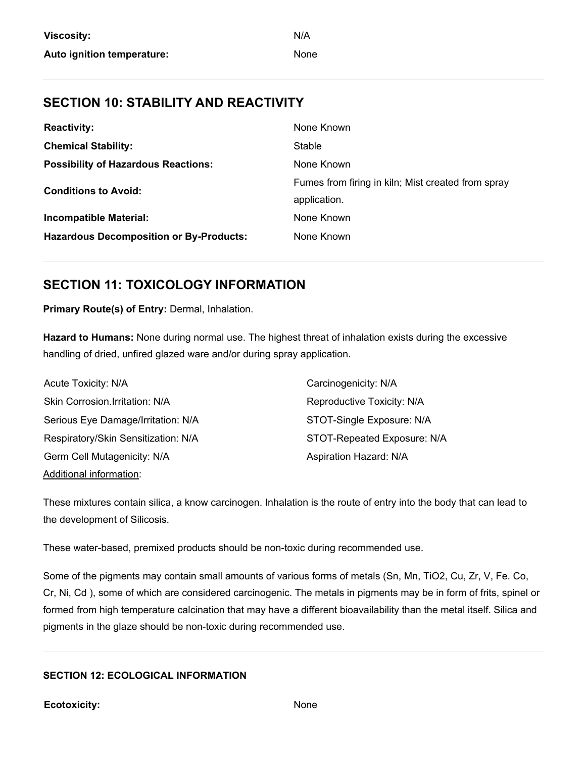| | |
|---|---|
| **Viscosity:** | N/A |
| **Auto ignition temperature:** | None |

## SECTION 10: STABILITY AND REACTIVITY

| | |
|---|---|
| **Reactivity:** | None Known |
| **Chemical Stability:** | Stable |
| **Possibility of Hazardous Reactions:** | None Known |
| **Conditions to Avoid:** | Fumes from firing in kiln; Mist created from spray application. |
| **Incompatible Material:** | None Known |
| **Hazardous Decomposition or By-Products:** | None Known |

## SECTION 11: TOXICOLOGY INFORMATION

**Primary Route(s) of Entry:** Dermal, Inhalation.

**Hazard to Humans:** None during normal use. The highest threat of inhalation exists during the excessive handling of dried, unfired glazed ware and/or during spray application.

Acute Toxicity: N/A
Skin Corrosion.Irritation: N/A
Serious Eye Damage/Irritation: N/A
Respiratory/Skin Sensitization: N/A
Germ Cell Mutagenicity: N/A
Carcinogenicity: N/A
Reproductive Toxicity: N/A
STOT-Single Exposure: N/A
STOT-Repeated Exposure: N/A
Aspiration Hazard: N/A

Additional information:

These mixtures contain silica, a know carcinogen. Inhalation is the route of entry into the body that can lead to the development of Silicosis.

These water-based, premixed products should be non-toxic during recommended use.

Some of the pigments may contain small amounts of various forms of metals (Sn, Mn, $TiO_2$, Cu, Zr, V, Fe. Co, Cr, Ni, Cd ), some of which are considered carcinogenic. The metals in pigments may be in form of frits, spinel or formed from high temperature calcination that may have a different bioavailability than the metal itself. Silica and pigments in the glaze should be non-toxic during recommended use.

### SECTION 12: ECOLOGICAL INFORMATION

| | |
|---|---|
| **Ecotoxicity:** | None |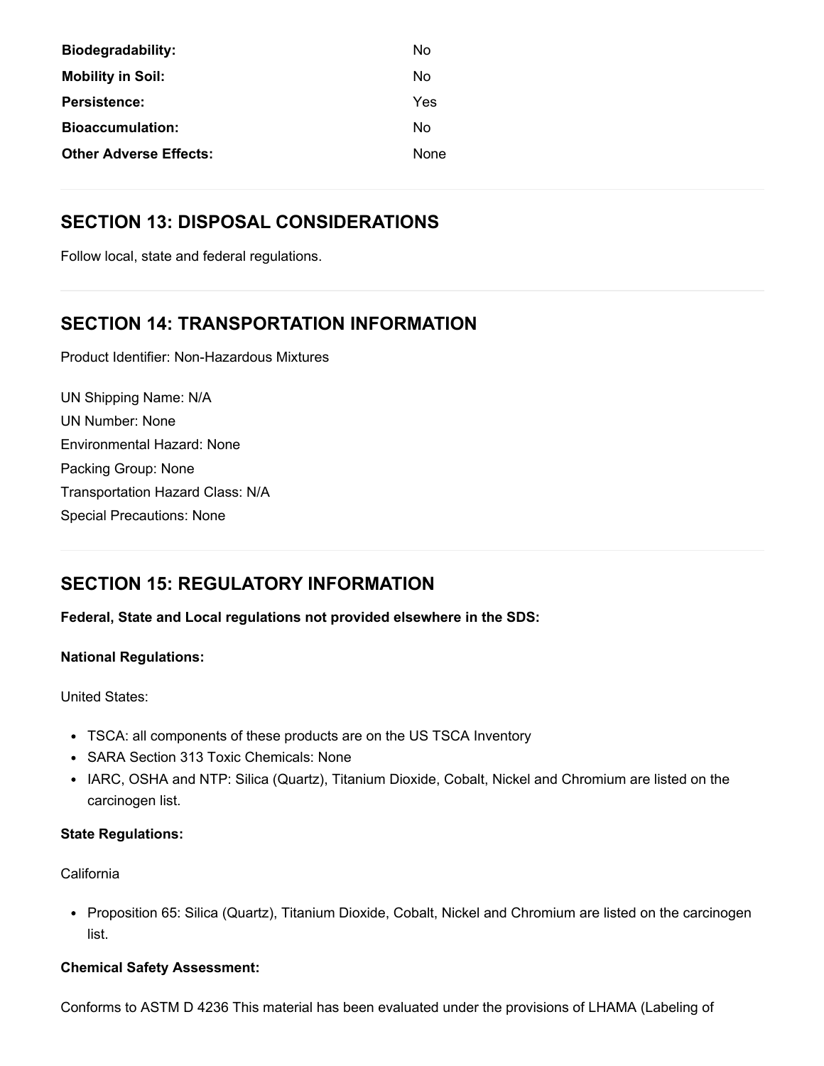| | |
|---|---|
| **Biodegradability:** | No |
| **Mobility in Soil:** | No |
| **Persistence:** | Yes |
| **Bioaccumulation:** | No |
| **Other Adverse Effects:** | None |

## SECTION 13: DISPOSAL CONSIDERATIONS

Follow local, state and federal regulations.

## SECTION 14: TRANSPORTATION INFORMATION

Product Identifier: Non-Hazardous Mixtures

UN Shipping Name: N/A
UN Number: None
Environmental Hazard: None
Packing Group: None
Transportation Hazard Class: N/A
Special Precautions: None

## SECTION 15: REGULATORY INFORMATION

**Federal, State and Local regulations not provided elsewhere in the SDS:**

**National Regulations:**

United States:

- TSCA: all components of these products are on the US TSCA Inventory
- SARA Section 313 Toxic Chemicals: None
- IARC, OSHA and NTP: Silica (Quartz), Titanium Dioxide, Cobalt, Nickel and Chromium are listed on the carcinogen list.

**State Regulations:**

California

- Proposition 65: Silica (Quartz), Titanium Dioxide, Cobalt, Nickel and Chromium are listed on the carcinogen list.

**Chemical Safety Assessment:**

Conforms to ASTM D 4236 This material has been evaluated under the provisions of LHAMA (Labeling of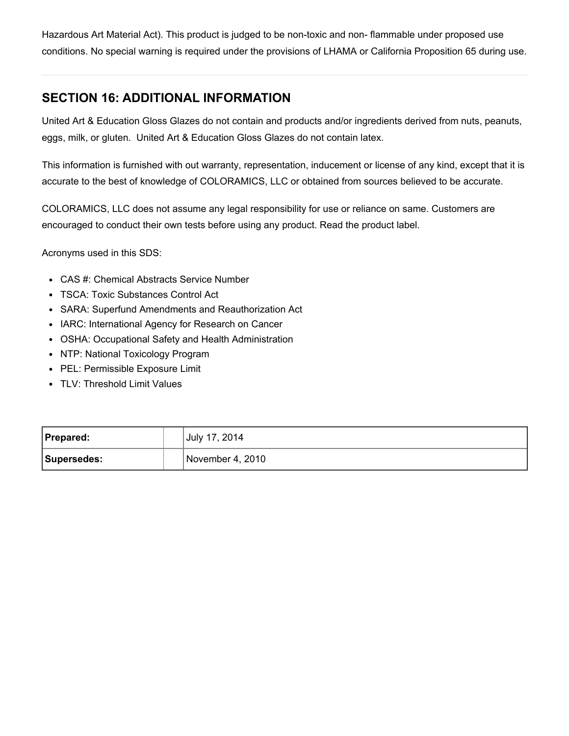Hazardous Art Material Act). This product is judged to be non-toxic and non- flammable under proposed use conditions. No special warning is required under the provisions of LHAMA or California Proposition 65 during use.

## SECTION 16: ADDITIONAL INFORMATION

United Art & Education Gloss Glazes do not contain and products and/or ingredients derived from nuts, peanuts, eggs, milk, or gluten. United Art & Education Gloss Glazes do not contain latex.

This information is furnished with out warranty, representation, inducement or license of any kind, except that it is accurate to the best of knowledge of COLORAMICS, LLC or obtained from sources believed to be accurate.

COLORAMICS, LLC does not assume any legal responsibility for use or reliance on same. Customers are encouraged to conduct their own tests before using any product. Read the product label.

Acronyms used in this SDS:

- CAS #: Chemical Abstracts Service Number
- TSCA: Toxic Substances Control Act
- SARA: Superfund Amendments and Reauthorization Act
- IARC: International Agency for Research on Cancer
- OSHA: Occupational Safety and Health Administration
- NTP: National Toxicology Program
- PEL: Permissible Exposure Limit
- TLV: Threshold Limit Values

| | | |
|---|---|---|
| **Prepared:** | | July 17, 2014 |
| **Supersedes:** | | November 4, 2010 |